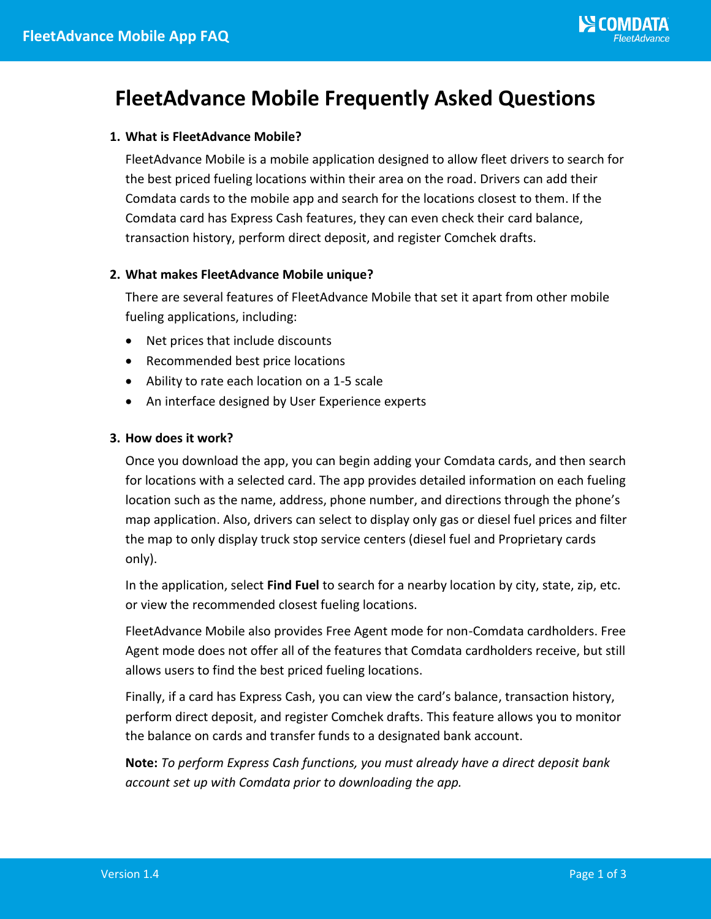# FleetAdvance Mobile Frequently Asked Questions

1. **What is FleetAdvance Mobile?**

   FleetAdvance Mobile is a mobile application designed to allow fleet drivers to search for the best priced fueling locations within their area on the road. Drivers can add their Comdata cards to the mobile app and search for the locations closest to them. If the Comdata card has Express Cash features, they can even check their card balance, transaction history, perform direct deposit, and register Comchek drafts.

2. **What makes FleetAdvance Mobile unique?**

   There are several features of FleetAdvance Mobile that set it apart from other mobile fueling applications, including:

   - Net prices that include discounts
   - Recommended best price locations
   - Ability to rate each location on a 1-5 scale
   - An interface designed by User Experience experts

3. **How does it work?**

   Once you download the app, you can begin adding your Comdata cards, and then search for locations with a selected card. The app provides detailed information on each fueling location such as the name, address, phone number, and directions through the phone's map application. Also, drivers can select to display only gas or diesel fuel prices and filter the map to only display truck stop service centers (diesel fuel and Proprietary cards only).

   In the application, select **Find Fuel** to search for a nearby location by city, state, zip, etc. or view the recommended closest fueling locations.

   FleetAdvance Mobile also provides Free Agent mode for non-Comdata cardholders. Free Agent mode does not offer all of the features that Comdata cardholders receive, but still allows users to find the best priced fueling locations.

   Finally, if a card has Express Cash, you can view the card's balance, transaction history, perform direct deposit, and register Comchek drafts. This feature allows you to monitor the balance on cards and transfer funds to a designated bank account.

   **Note:** *To perform Express Cash functions, you must already have a direct deposit bank account set up with Comdata prior to downloading the app.*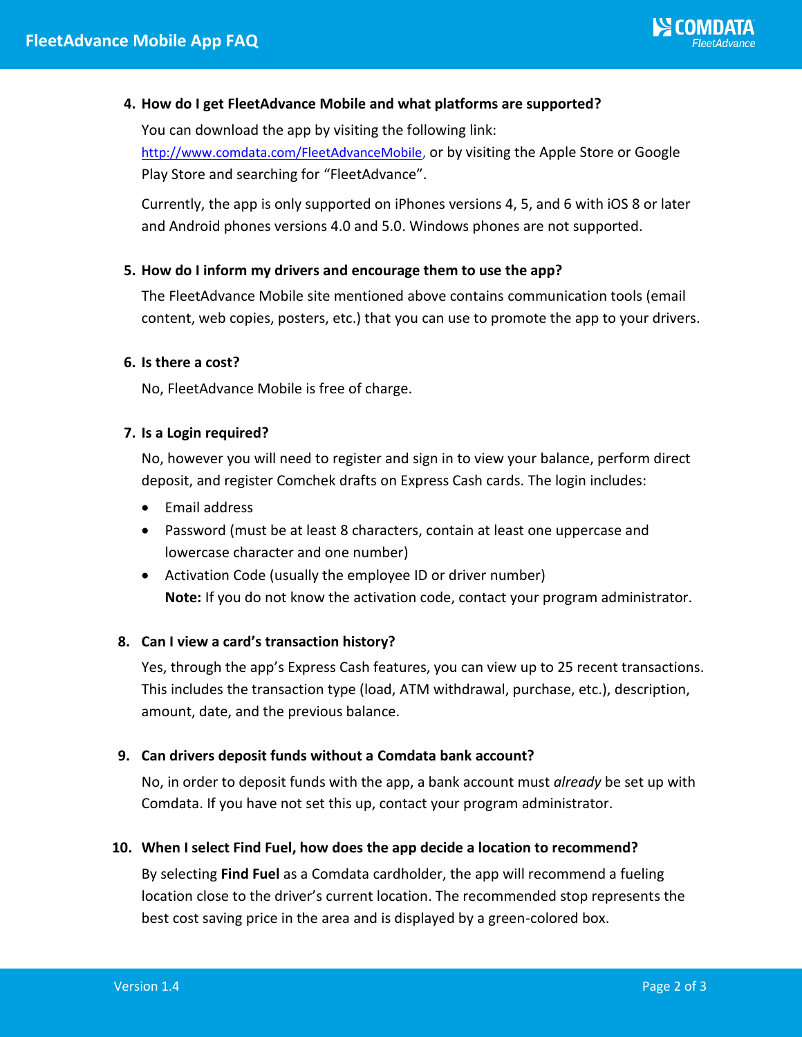4. **How do I get FleetAdvance Mobile and what platforms are supported?**

   You can download the app by visiting the following link: [http://www.comdata.com/FleetAdvanceMobile](http://www.comdata.com/FleetAdvanceMobile), or by visiting the Apple Store or Google Play Store and searching for "FleetAdvance".

   Currently, the app is only supported on iPhones versions 4, 5, and 6 with iOS 8 or later and Android phones versions 4.0 and 5.0. Windows phones are not supported.

5. **How do I inform my drivers and encourage them to use the app?**

   The FleetAdvance Mobile site mentioned above contains communication tools (email content, web copies, posters, etc.) that you can use to promote the app to your drivers.

6. **Is there a cost?**

   No, FleetAdvance Mobile is free of charge.

7. **Is a Login required?**

   No, however you will need to register and sign in to view your balance, perform direct deposit, and register Comchek drafts on Express Cash cards. The login includes:

   - Email address
   - Password (must be at least 8 characters, contain at least one uppercase and lowercase character and one number)
   - Activation Code (usually the employee ID or driver number)
     **Note:** If you do not know the activation code, contact your program administrator.

8. **Can I view a card's transaction history?**

   Yes, through the app's Express Cash features, you can view up to 25 recent transactions. This includes the transaction type (load, ATM withdrawal, purchase, etc.), description, amount, date, and the previous balance.

9. **Can drivers deposit funds without a Comdata bank account?**

   No, in order to deposit funds with the app, a bank account must *already* be set up with Comdata. If you have not set this up, contact your program administrator.

10. **When I select Find Fuel, how does the app decide a location to recommend?**

    By selecting **Find Fuel** as a Comdata cardholder, the app will recommend a fueling location close to the driver's current location. The recommended stop represents the best cost saving price in the area and is displayed by a green-colored box.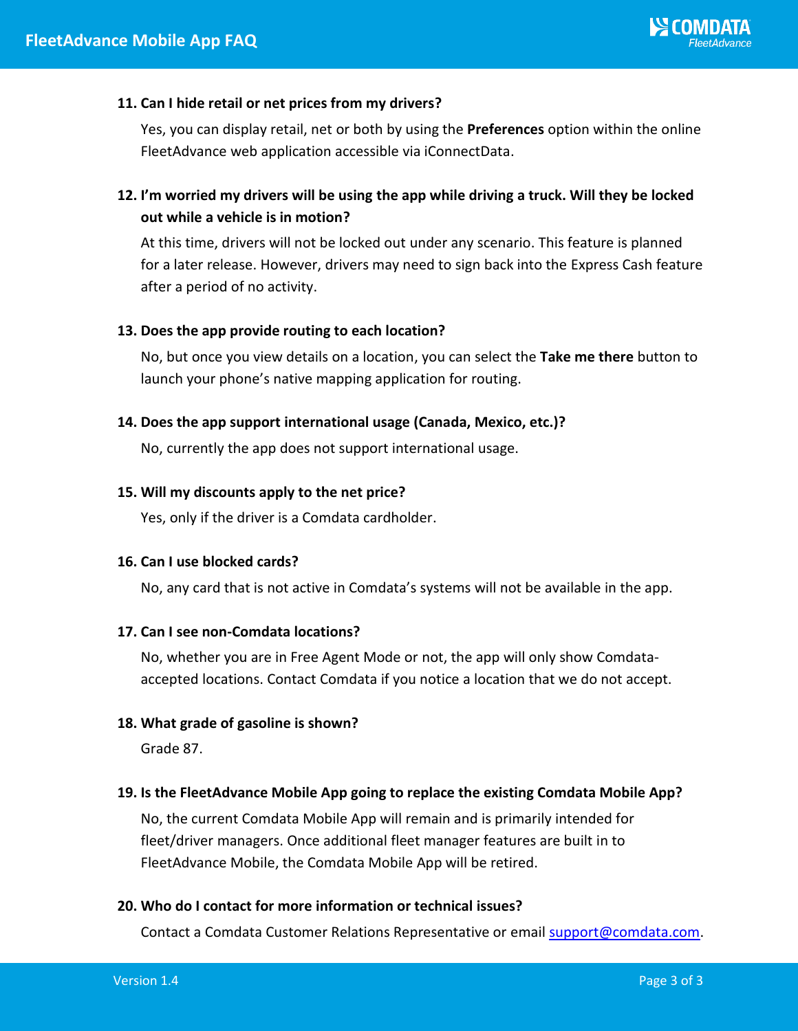**11. Can I hide retail or net prices from my drivers?**

Yes, you can display retail, net or both by using the **Preferences** option within the online FleetAdvance web application accessible via iConnectData.

**12. I'm worried my drivers will be using the app while driving a truck. Will they be locked out while a vehicle is in motion?**

At this time, drivers will not be locked out under any scenario. This feature is planned for a later release. However, drivers may need to sign back into the Express Cash feature after a period of no activity.

**13. Does the app provide routing to each location?**

No, but once you view details on a location, you can select the **Take me there** button to launch your phone's native mapping application for routing.

**14. Does the app support international usage (Canada, Mexico, etc.)?**

No, currently the app does not support international usage.

**15. Will my discounts apply to the net price?**

Yes, only if the driver is a Comdata cardholder.

**16. Can I use blocked cards?**

No, any card that is not active in Comdata's systems will not be available in the app.

**17. Can I see non-Comdata locations?**

No, whether you are in Free Agent Mode or not, the app will only show Comdata-accepted locations. Contact Comdata if you notice a location that we do not accept.

**18. What grade of gasoline is shown?**

Grade 87.

**19. Is the FleetAdvance Mobile App going to replace the existing Comdata Mobile App?**

No, the current Comdata Mobile App will remain and is primarily intended for fleet/driver managers. Once additional fleet manager features are built in to FleetAdvance Mobile, the Comdata Mobile App will be retired.

**20. Who do I contact for more information or technical issues?**

Contact a Comdata Customer Relations Representative or email [support@comdata.com](mailto:support@comdata.com).